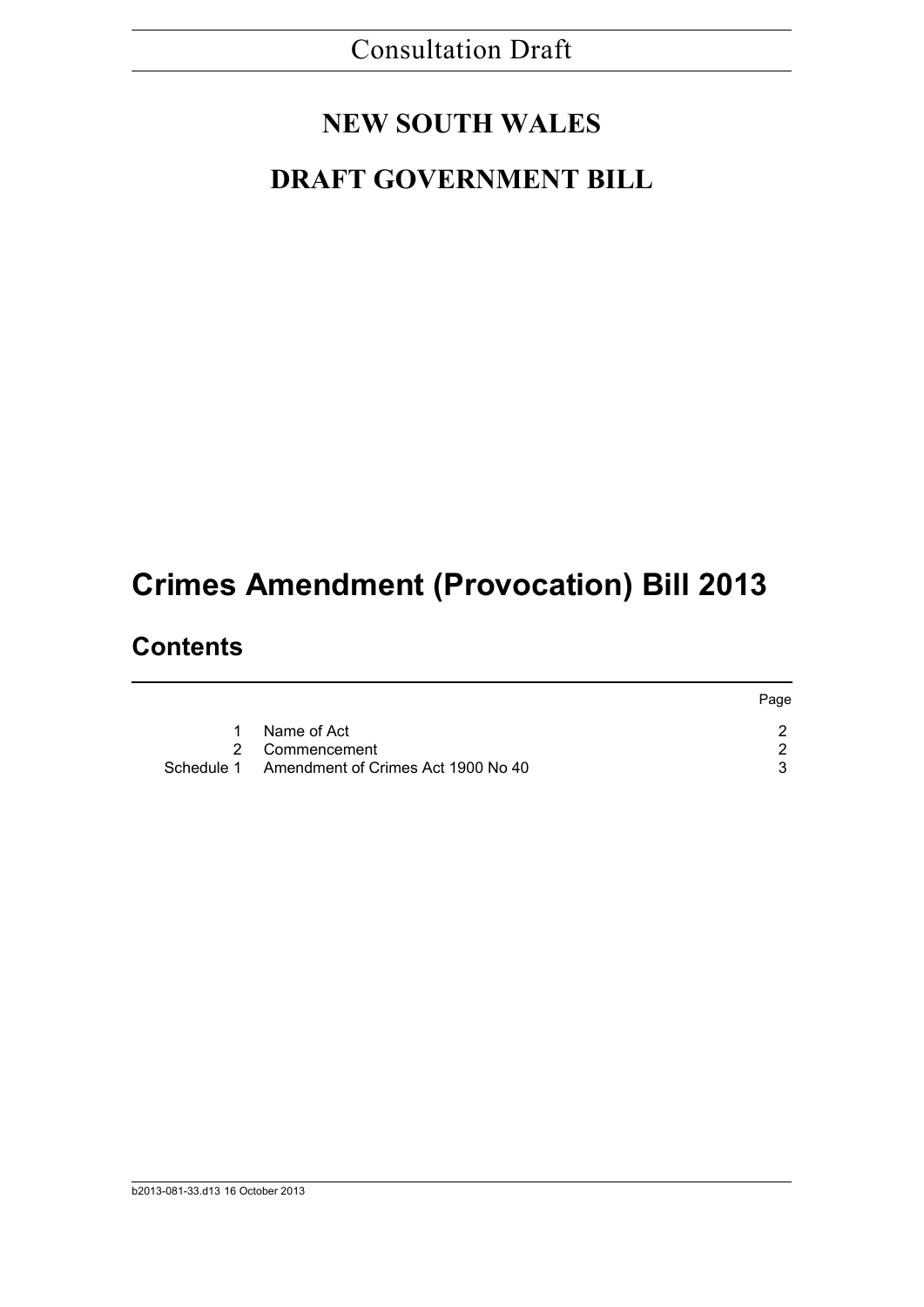Consultation Draft

**NEW SOUTH WALES**

**DRAFT GOVERNMENT BILL**

# Crimes Amendment (Provocation) Bill 2013

## Contents

| | | Page |
|---|---|---|
| 1 | Name of Act | 2 |
| 2 | Commencement | 2 |
| Schedule 1 | Amendment of Crimes Act 1900 No 40 | 3 |

b2013-081-33.d13 16 October 2013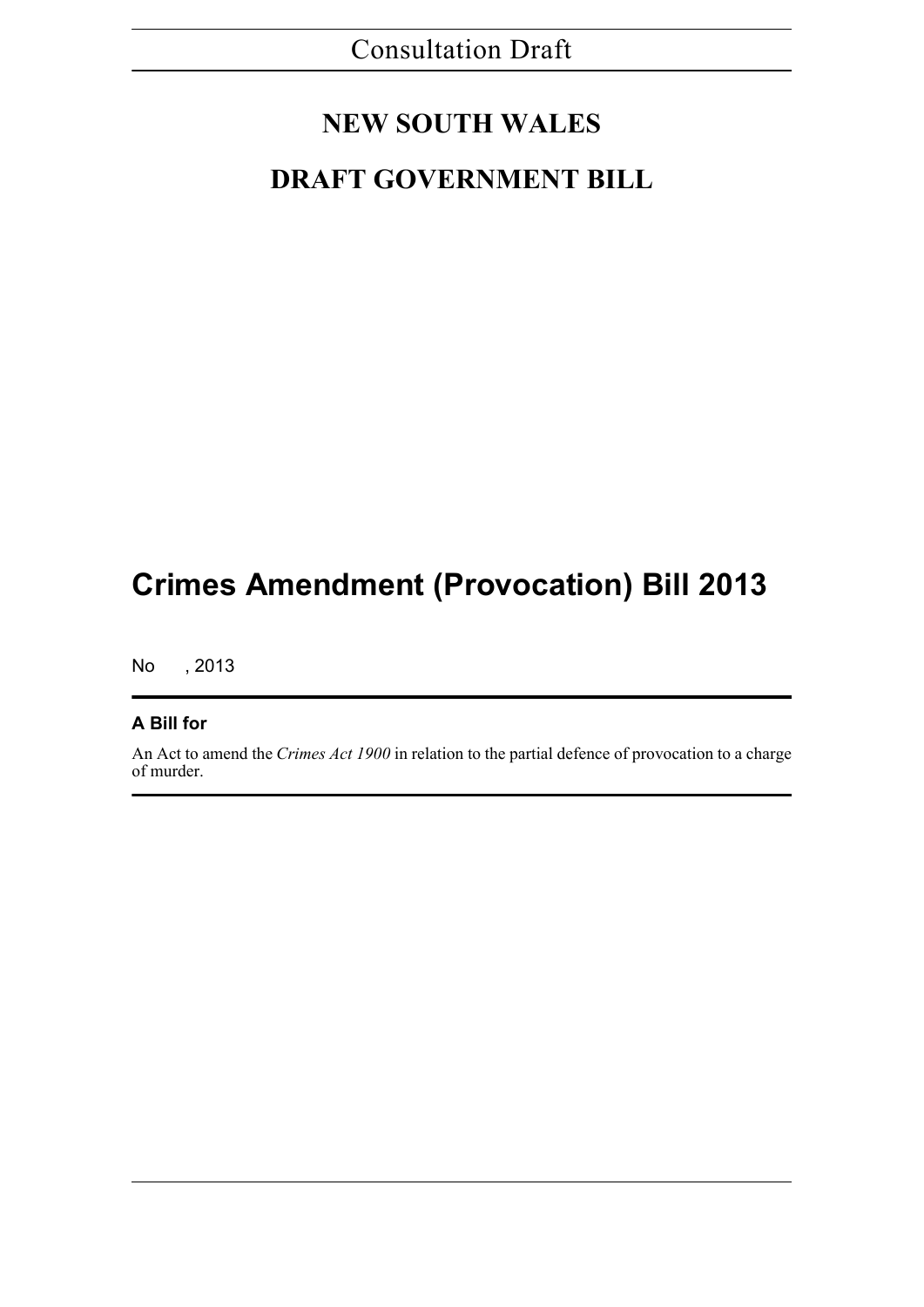Consultation Draft

# NEW SOUTH WALES

# DRAFT GOVERNMENT BILL

# Crimes Amendment (Provocation) Bill 2013

No , 2013

**A Bill for**

An Act to amend the *Crimes Act 1900* in relation to the partial defence of provocation to a charge of murder.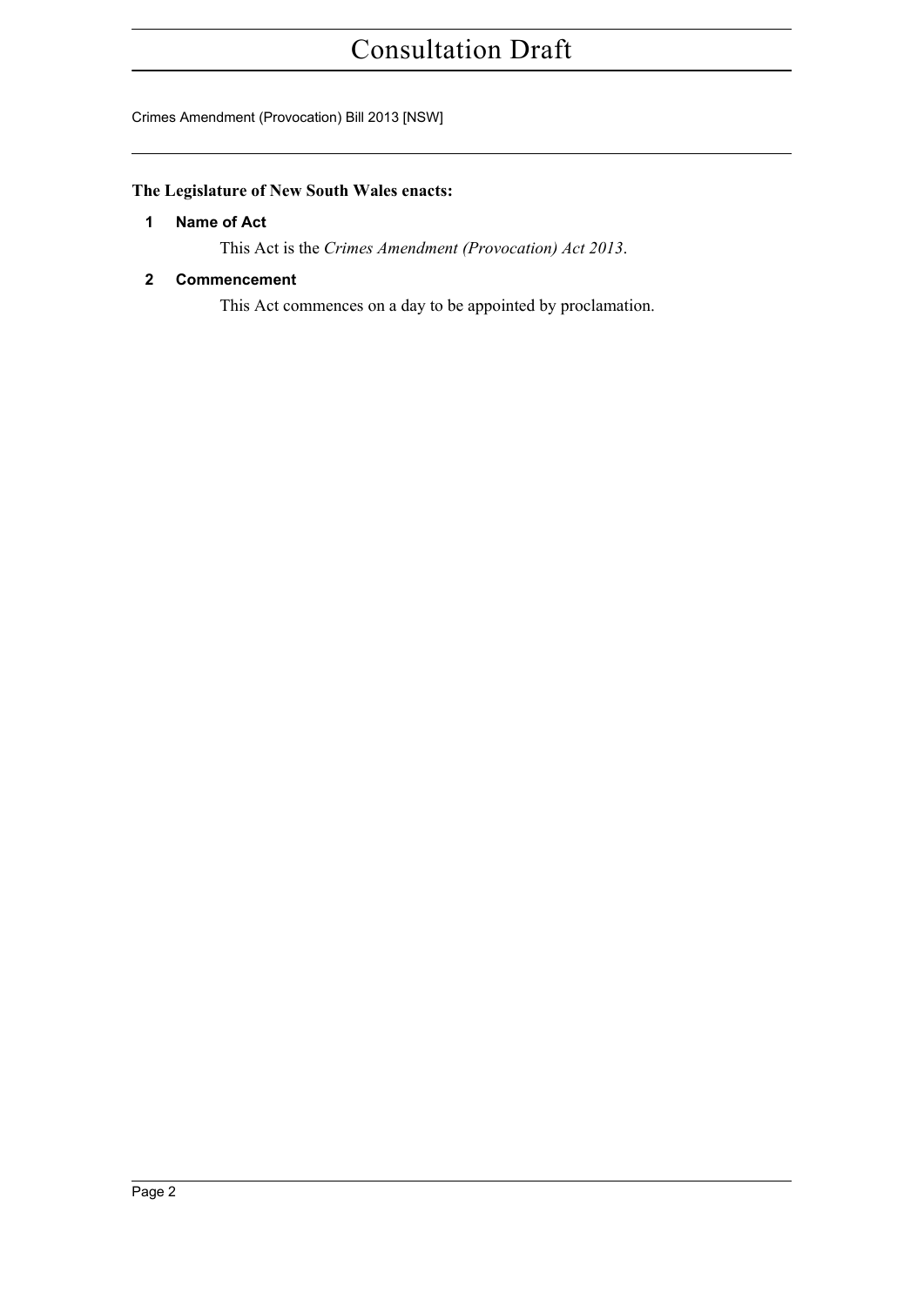**The Legislature of New South Wales enacts:**

**1 Name of Act**

This Act is the *Crimes Amendment (Provocation) Act 2013*.

**2 Commencement**

This Act commences on a day to be appointed by proclamation.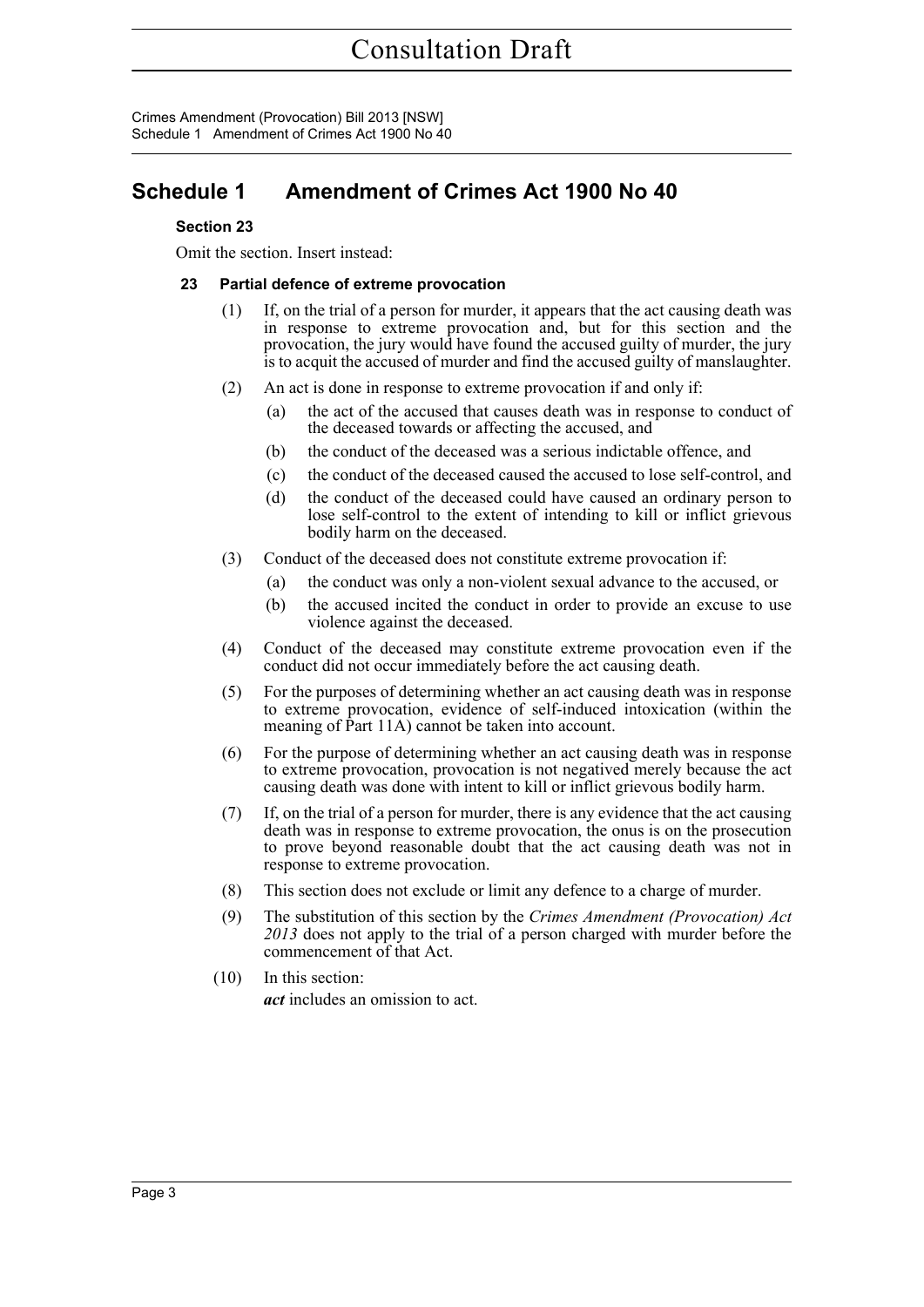## Schedule 1 Amendment of Crimes Act 1900 No 40

**Section 23**

Omit the section. Insert instead:

**23 Partial defence of extreme provocation**

(1) If, on the trial of a person for murder, it appears that the act causing death was in response to extreme provocation and, but for this section and the provocation, the jury would have found the accused guilty of murder, the jury is to acquit the accused of murder and find the accused guilty of manslaughter.

(2) An act is done in response to extreme provocation if and only if:

- (a) the act of the accused that causes death was in response to conduct of the deceased towards or affecting the accused, and
- (b) the conduct of the deceased was a serious indictable offence, and
- (c) the conduct of the deceased caused the accused to lose self-control, and
- (d) the conduct of the deceased could have caused an ordinary person to lose self-control to the extent of intending to kill or inflict grievous bodily harm on the deceased.

(3) Conduct of the deceased does not constitute extreme provocation if:

- (a) the conduct was only a non-violent sexual advance to the accused, or
- (b) the accused incited the conduct in order to provide an excuse to use violence against the deceased.

(4) Conduct of the deceased may constitute extreme provocation even if the conduct did not occur immediately before the act causing death.

(5) For the purposes of determining whether an act causing death was in response to extreme provocation, evidence of self-induced intoxication (within the meaning of Part 11A) cannot be taken into account.

(6) For the purpose of determining whether an act causing death was in response to extreme provocation, provocation is not negatived merely because the act causing death was done with intent to kill or inflict grievous bodily harm.

(7) If, on the trial of a person for murder, there is any evidence that the act causing death was in response to extreme provocation, the onus is on the prosecution to prove beyond reasonable doubt that the act causing death was not in response to extreme provocation.

(8) This section does not exclude or limit any defence to a charge of murder.

(9) The substitution of this section by the *Crimes Amendment (Provocation) Act 2013* does not apply to the trial of a person charged with murder before the commencement of that Act.

(10) In this section:

***act*** includes an omission to act.